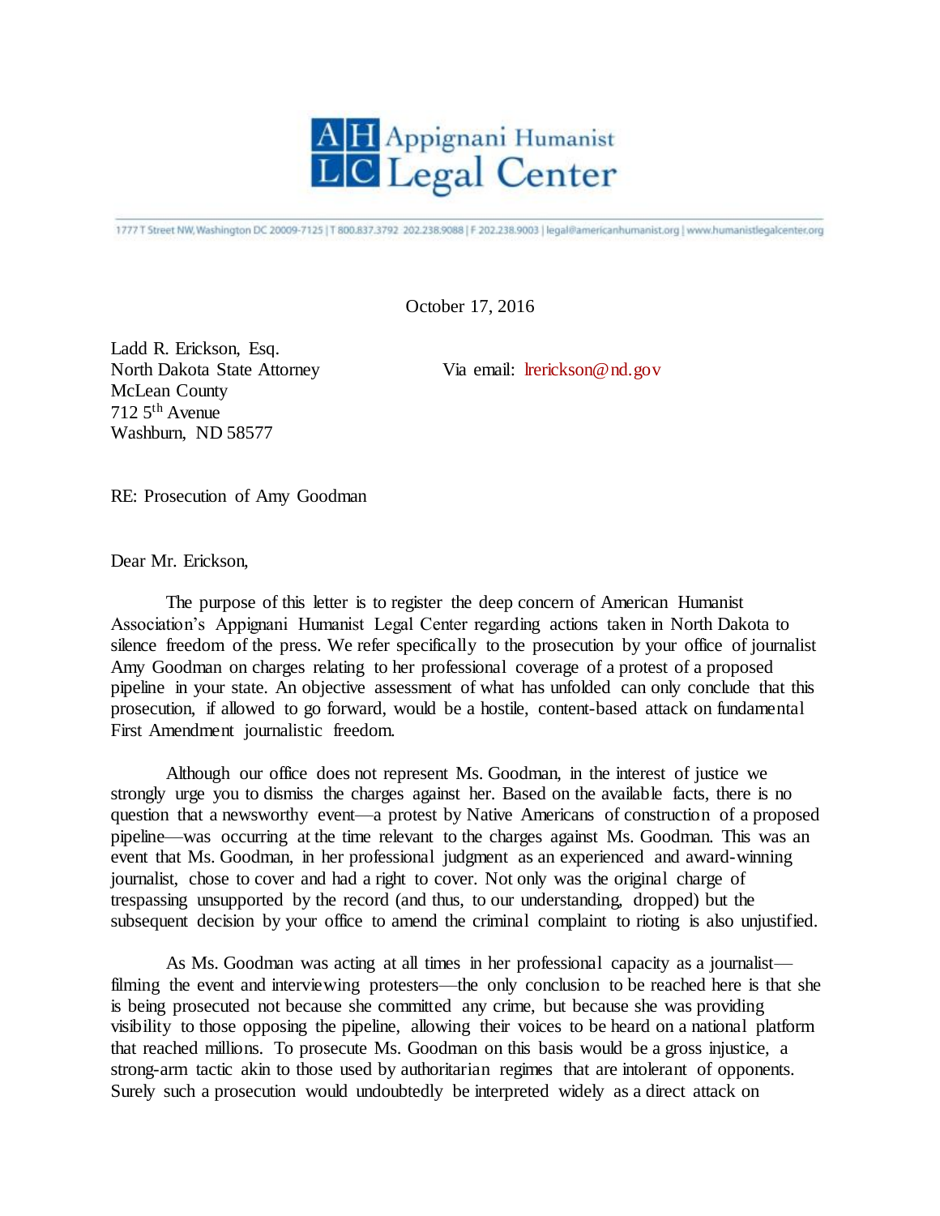# Appignani Humanist Legal Center

1777 T Street NW, Washington DC 20009-7125 | T 800.837.3792 202.238.9088 | F 202.238.9003 | legal@americanhumanist.org | www.humanistlegalcenter.org

October 17, 2016

Ladd R. Erickson, Esq.
North Dakota State Attorney
McLean County
712 5th Avenue
Washburn, ND 58577

Via email: lrerickson@nd.gov

RE: Prosecution of Amy Goodman

Dear Mr. Erickson,

The purpose of this letter is to register the deep concern of American Humanist Association's Appignani Humanist Legal Center regarding actions taken in North Dakota to silence freedom of the press. We refer specifically to the prosecution by your office of journalist Amy Goodman on charges relating to her professional coverage of a protest of a proposed pipeline in your state. An objective assessment of what has unfolded can only conclude that this prosecution, if allowed to go forward, would be a hostile, content-based attack on fundamental First Amendment journalistic freedom.

Although our office does not represent Ms. Goodman, in the interest of justice we strongly urge you to dismiss the charges against her. Based on the available facts, there is no question that a newsworthy event—a protest by Native Americans of construction of a proposed pipeline—was occurring at the time relevant to the charges against Ms. Goodman. This was an event that Ms. Goodman, in her professional judgment as an experienced and award-winning journalist, chose to cover and had a right to cover. Not only was the original charge of trespassing unsupported by the record (and thus, to our understanding, dropped) but the subsequent decision by your office to amend the criminal complaint to rioting is also unjustified.

As Ms. Goodman was acting at all times in her professional capacity as a journalist—filming the event and interviewing protesters—the only conclusion to be reached here is that she is being prosecuted not because she committed any crime, but because she was providing visibility to those opposing the pipeline, allowing their voices to be heard on a national platform that reached millions. To prosecute Ms. Goodman on this basis would be a gross injustice, a strong-arm tactic akin to those used by authoritarian regimes that are intolerant of opponents. Surely such a prosecution would undoubtedly be interpreted widely as a direct attack on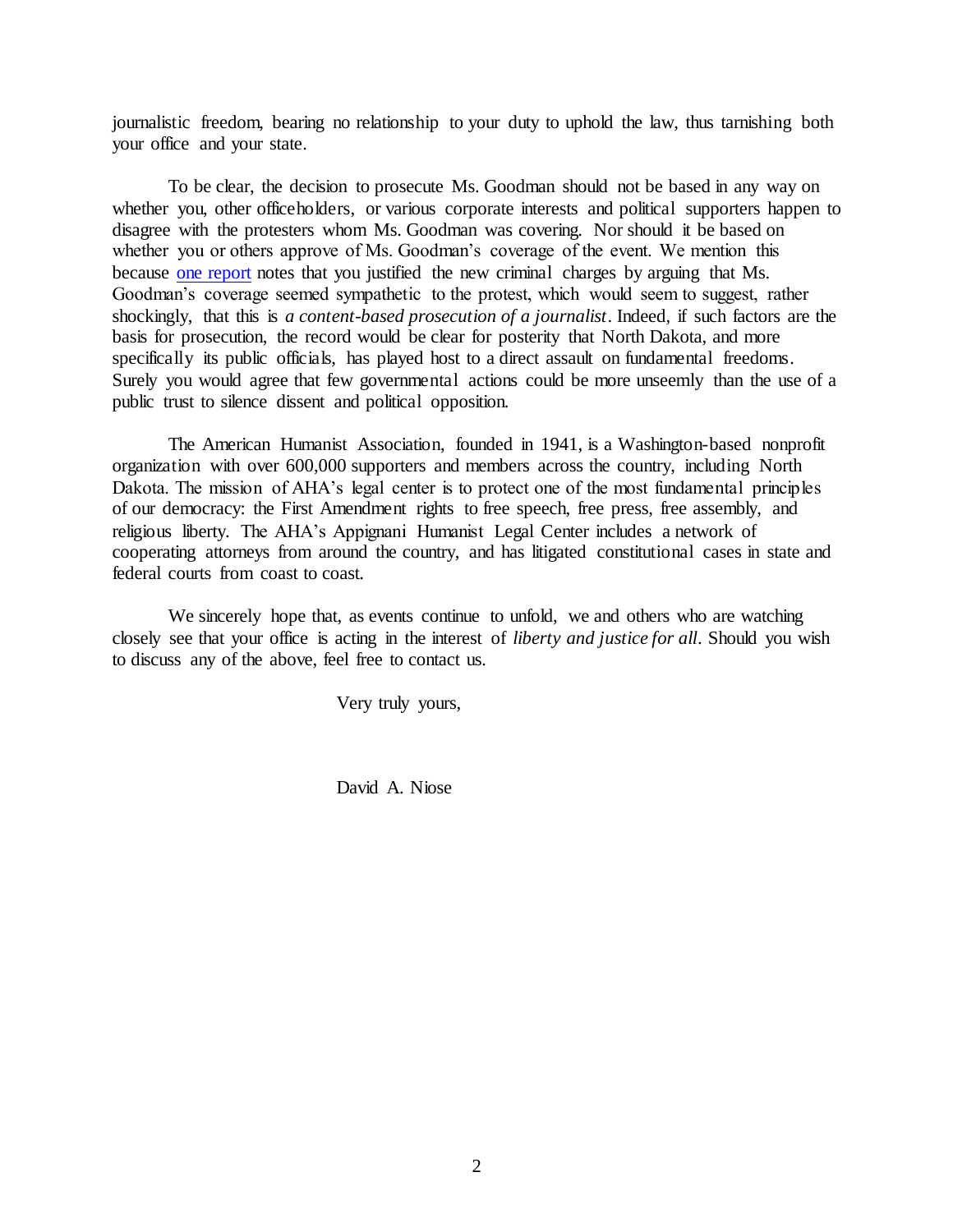journalistic freedom, bearing no relationship to your duty to uphold the law, thus tarnishing both your office and your state.

To be clear, the decision to prosecute Ms. Goodman should not be based in any way on whether you, other officeholders, or various corporate interests and political supporters happen to disagree with the protesters whom Ms. Goodman was covering. Nor should it be based on whether you or others approve of Ms. Goodman's coverage of the event. We mention this because one report notes that you justified the new criminal charges by arguing that Ms. Goodman's coverage seemed sympathetic to the protest, which would seem to suggest, rather shockingly, that this is *a content-based prosecution of a journalist*. Indeed, if such factors are the basis for prosecution, the record would be clear for posterity that North Dakota, and more specifically its public officials, has played host to a direct assault on fundamental freedoms. Surely you would agree that few governmental actions could be more unseemly than the use of a public trust to silence dissent and political opposition.

The American Humanist Association, founded in 1941, is a Washington-based nonprofit organization with over 600,000 supporters and members across the country, including North Dakota. The mission of AHA's legal center is to protect one of the most fundamental principles of our democracy: the First Amendment rights to free speech, free press, free assembly, and religious liberty. The AHA's Appignani Humanist Legal Center includes a network of cooperating attorneys from around the country, and has litigated constitutional cases in state and federal courts from coast to coast.

We sincerely hope that, as events continue to unfold, we and others who are watching closely see that your office is acting in the interest of *liberty and justice for all*. Should you wish to discuss any of the above, feel free to contact us.

Very truly yours,

David A. Niose